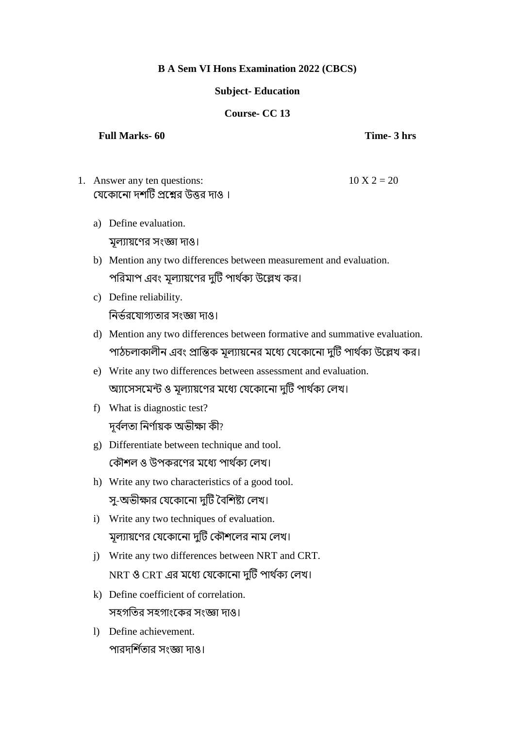**B A Sem VI Hons Examination 2022 (CBCS)**

**Subject- Education**

**Course- CC 13**

**Full Marks- 60** **Time- 3 hrs**

1. Answer any ten questions: 10 X 2 = 20

   যেকোনো দশটি প্রশ্নের উত্তর দাও ।

   a) Define evaluation.

   মূল্যায়ণের সংজ্ঞা দাও।

   b) Mention any two differences between measurement and evaluation.

   পরিমাপ এবং মূল্যায়ণের দুটি পার্থক্য উল্লেখ কর।

   c) Define reliability.

   নির্ভরযোগ্যতার সংজ্ঞা দাও।

   d) Mention any two differences between formative and summative evaluation.

   পাঠচলাকালীন এবং প্রান্তিক মূল্যায়নের মধ্যে যেকোনো দুটি পার্থক্য উল্লেখ কর।

   e) Write any two differences between assessment and evaluation.

   অ্যাসেসমেন্ট ও মূল্যায়ণের মধ্যে যেকোনো দুটি পার্থক্য লেখ।

   f) What is diagnostic test?

   দূর্বলতা নির্ণায়ক অভীক্ষা কী?

   g) Differentiate between technique and tool.

   কৌশল ও উপকরণের মধ্যে পার্থক্য লেখ।

   h) Write any two characteristics of a good tool.

   সু-অভীক্ষার যেকোনো দুটি বৈশিষ্ট্য লেখ।

   i) Write any two techniques of evaluation.

   মূল্যায়ণের যেকোনো দুটি কৌশলের নাম লেখ।

   j) Write any two differences between NRT and CRT.

   NRT ও CRT এর মধ্যে যেকোনো দুটি পার্থক্য লেখ।

   k) Define coefficient of correlation.

   সহগতির সহগাংকের সংজ্ঞা দাও।

   l) Define achievement.

   পারদর্শিতার সংজ্ঞা দাও।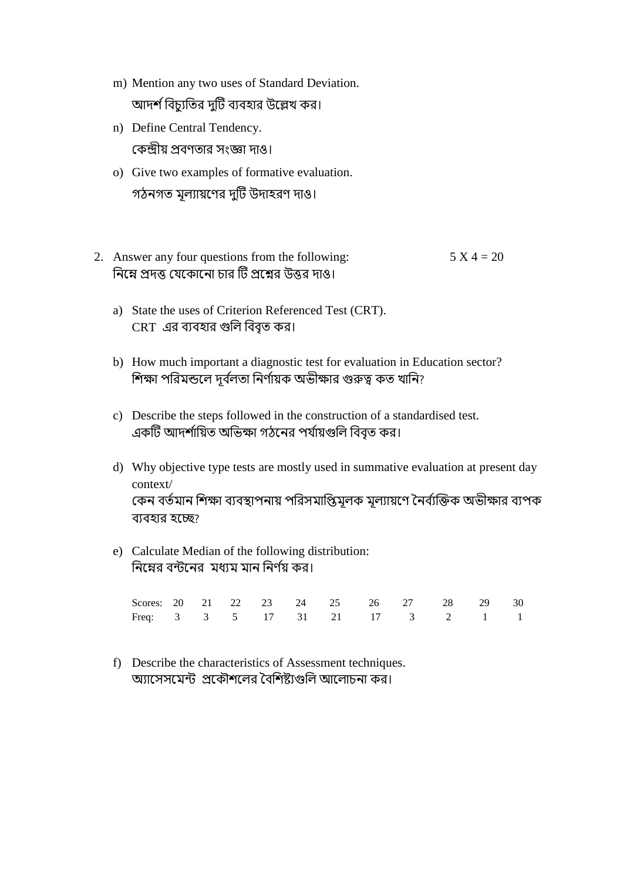m) Mention any two uses of Standard Deviation.
   আদর্শ বিচ্যুতির দুটি ব্যবহার উল্লেখ কর।

n) Define Central Tendency.
   কেন্দ্রীয় প্রবণতার সংজ্ঞা দাও।

o) Give two examples of formative evaluation.
   গঠনগত মূল্যায়ণের দুটি উদাহরণ দাও।

2. Answer any four questions from the following: 5 X 4 = 20
   নিম্নে প্রদত্ত যেকোনো চার টি প্রশ্নের উত্তর দাও।

   a) State the uses of Criterion Referenced Test (CRT).
      CRT এর ব্যবহার গুলি বিবৃত কর।

   b) How much important a diagnostic test for evaluation in Education sector?
      শিক্ষা পরিমন্ডলে দূর্বলতা নির্ণায়ক অভীক্ষার গুরুত্ব কত খানি?

   c) Describe the steps followed in the construction of a standardised test.
      একটি আদর্শায়িত অভিক্ষা গঠনের পর্যায়গুলি বিবৃত কর।

   d) Why objective type tests are mostly used in summative evaluation at present day context/
      কেন বর্তমান শিক্ষা ব্যবস্থাপনায় পরিসমাপ্তিমূলক মূল্যায়ণে নৈর্ব্যক্তিক অভীক্ষার ব্যপক ব্যবহার হচ্ছে?

   e) Calculate Median of the following distribution:
      নিম্নের বন্টনের মধ্যম মান নির্ণয় কর।

| Scores: | 20 | 21 | 22 | 23 | 24 | 25 | 26 | 27 | 28 | 29 | 30 |
|---|---|---|---|---|---|---|---|---|---|---|---|
| Freq: | 3 | 3 | 5 | 17 | 31 | 21 | 17 | 3 | 2 | 1 | 1 |

   f) Describe the characteristics of Assessment techniques.
      অ্যাসেসমেন্ট প্রকৌশলের বৈশিষ্ট্যগুলি আলোচনা কর।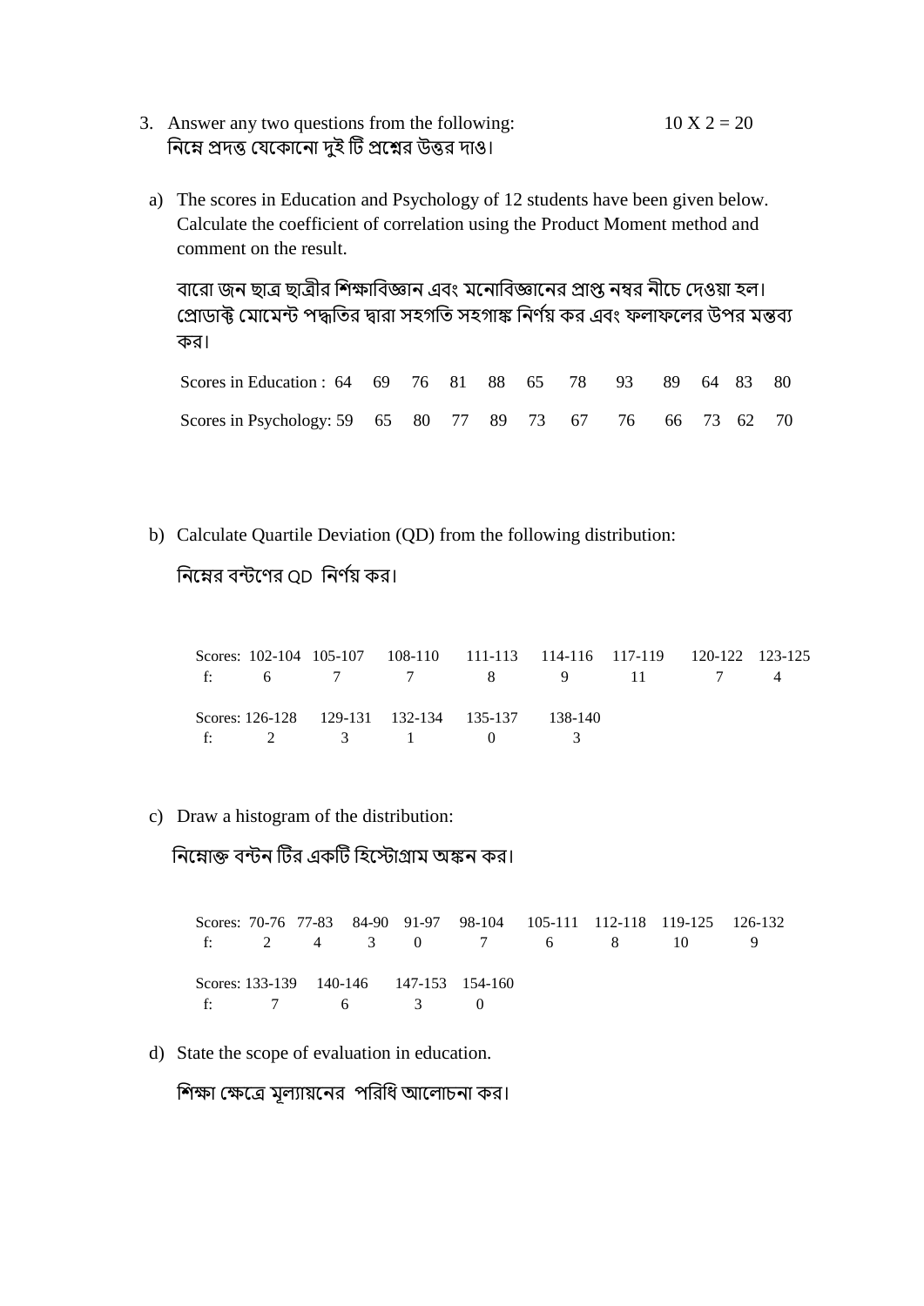3. Answer any two questions from the following: 10 X 2 = 20
নিম্নে প্রদত্ত যেকোনো দুই টি প্রশ্নের উত্তর দাও।

a) The scores in Education and Psychology of 12 students have been given below. Calculate the coefficient of correlation using the Product Moment method and comment on the result.

বারো জন ছাত্র ছাত্রীর শিক্ষাবিজ্ঞান এবং মনোবিজ্ঞানের প্রাপ্ত নম্বর নীচে দেওয়া হল। প্রোডাক্ট মোমেন্ট পদ্ধতির দ্বারা সহগতি সহগাঙ্ক নির্ণয় কর এবং ফলাফলের উপর মন্তব্য কর।

| | | | | | | | | | | | | |
|---|---|---|---|---|---|---|---|---|---|---|---|---|
| Scores in Education : | 64 | 69 | 76 | 81 | 88 | 65 | 78 | 93 | 89 | 64 | 83 | 80 |
| Scores in Psychology: | 59 | 65 | 80 | 77 | 89 | 73 | 67 | 76 | 66 | 73 | 62 | 70 |

b) Calculate Quartile Deviation (QD) from the following distribution:

নিম্নের বন্টণের QD নির্ণয় কর।

| | | | | | | | | |
|---|---|---|---|---|---|---|---|---|
| Scores: | 102-104 | 105-107 | 108-110 | 111-113 | 114-116 | 117-119 | 120-122 | 123-125 |
| f: | 6 | 7 | 7 | 8 | 9 | 11 | 7 | 4 |

| | | | | | |
|---|---|---|---|---|---|
| Scores: | 126-128 | 129-131 | 132-134 | 135-137 | 138-140 |
| f: | 2 | 3 | 1 | 0 | 3 |

c) Draw a histogram of the distribution:

নিম্নোক্ত বন্টন টির একটি হিস্টোগ্রাম অঙ্কন কর।

| | | | | | | | | | |
|---|---|---|---|---|---|---|---|---|---|
| Scores: | 70-76 | 77-83 | 84-90 | 91-97 | 98-104 | 105-111 | 112-118 | 119-125 | 126-132 |
| f: | 2 | 4 | 3 | 0 | 7 | 6 | 8 | 10 | 9 |

| | | | | |
|---|---|---|---|---|
| Scores: | 133-139 | 140-146 | 147-153 | 154-160 |
| f: | 7 | 6 | 3 | 0 |

d) State the scope of evaluation in education.

শিক্ষা ক্ষেত্রে মূল্যায়নের পরিধি আলোচনা কর।